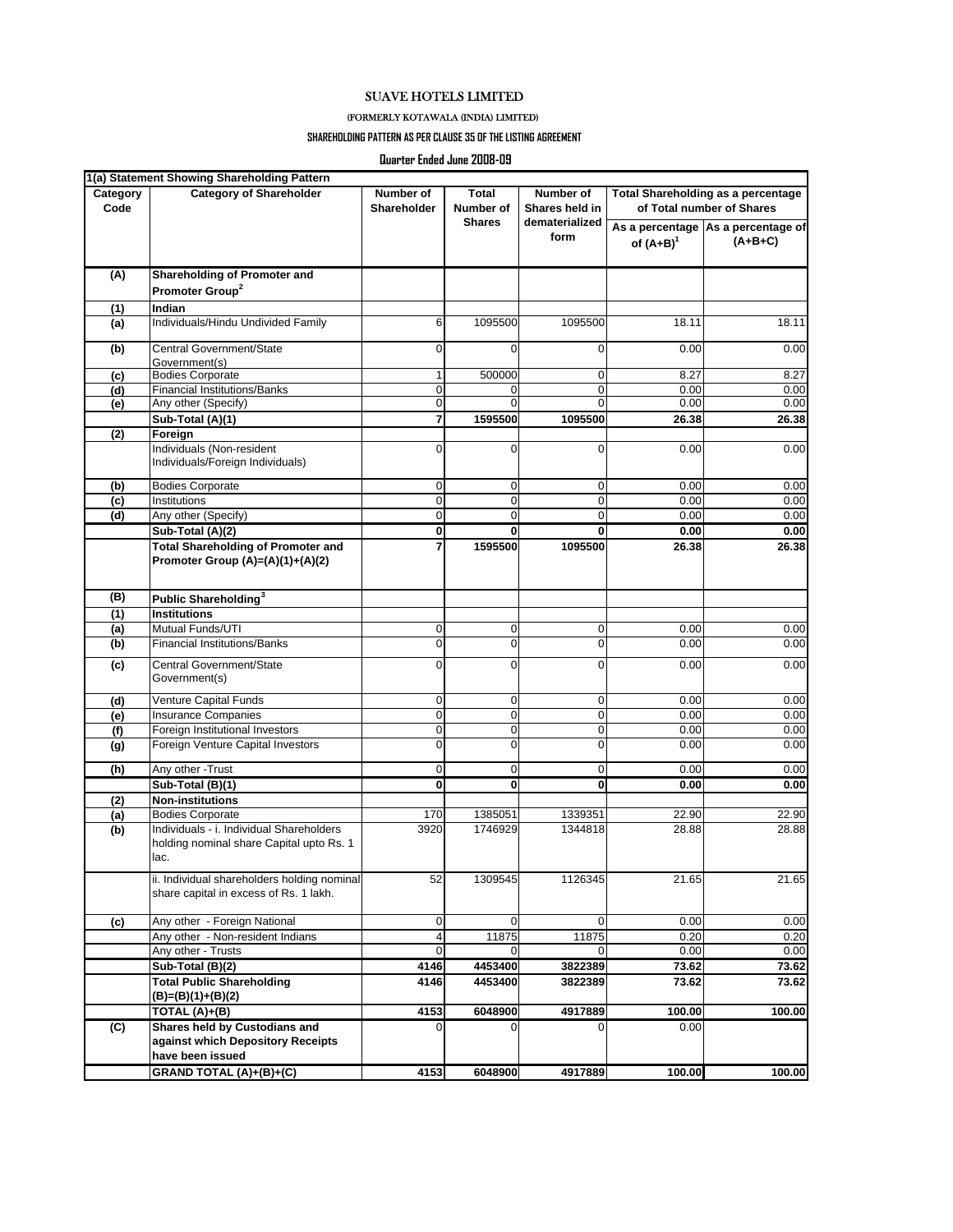# SUAVE HOTELS LIMITED

(FORMERLY KOTAWALA (INDIA) LIMITED)

**SHAREHOLDING PATTERN AS PER CLAUSE 35 OF THE LISTING AGREEMENT**

**Quarter Ended June 2008-09**

**1(a) Statement Showing Shareholding Pattern**

| Category Code | Category of Shareholder | Number of Shareholder | Total Number of Shares | Number of Shares held in dematerialized form | Total Shareholding as a percentage of Total number of Shares | |
|---|---|---|---|---|---|---|
| | | | | | As a percentage of (A+B)[1] | As a percentage of (A+B+C) |
| **(A)** | **Shareholding of Promoter and Promoter Group[2]** | | | | | |
| **(1)** | **Indian** | | | | | |
| (a) | Individuals/Hindu Undivided Family | 6 | 1095500 | 1095500 | 18.11 | 18.11 |
| (b) | Central Government/State Government(s) | 0 | 0 | 0 | 0.00 | 0.00 |
| (c) | Bodies Corporate | 1 | 500000 | 0 | 8.27 | 8.27 |
| (d) | Financial Institutions/Banks | 0 | 0 | 0 | 0.00 | 0.00 |
| (e) | Any other (Specify) | 0 | 0 | 0 | 0.00 | 0.00 |
| | **Sub-Total (A)(1)** | **7** | **1595500** | **1095500** | **26.38** | **26.38** |
| **(2)** | **Foreign** | | | | | |
| | Individuals (Non-resident Individuals/Foreign Individuals) | 0 | 0 | 0 | 0.00 | 0.00 |
| (b) | Bodies Corporate | 0 | 0 | 0 | 0.00 | 0.00 |
| (c) | Institutions | 0 | 0 | 0 | 0.00 | 0.00 |
| (d) | Any other (Specify) | 0 | 0 | 0 | 0.00 | 0.00 |
| | **Sub-Total (A)(2)** | **0** | **0** | **0** | **0.00** | **0.00** |
| | **Total Shareholding of Promoter and Promoter Group (A)=(A)(1)+(A)(2)** | **7** | **1595500** | **1095500** | **26.38** | **26.38** |
| **(B)** | **Public Shareholding[3]** | | | | | |
| **(1)** | **Institutions** | | | | | |
| (a) | Mutual Funds/UTI | 0 | 0 | 0 | 0.00 | 0.00 |
| (b) | Financial Institutions/Banks | 0 | 0 | 0 | 0.00 | 0.00 |
| (c) | Central Government/State Government(s) | 0 | 0 | 0 | 0.00 | 0.00 |
| (d) | Venture Capital Funds | 0 | 0 | 0 | 0.00 | 0.00 |
| (e) | Insurance Companies | 0 | 0 | 0 | 0.00 | 0.00 |
| (f) | Foreign Institutional Investors | 0 | 0 | 0 | 0.00 | 0.00 |
| (g) | Foreign Venture Capital Investors | 0 | 0 | 0 | 0.00 | 0.00 |
| (h) | Any other -Trust | 0 | 0 | 0 | 0.00 | 0.00 |
| | **Sub-Total (B)(1)** | **0** | **0** | **0** | **0.00** | **0.00** |
| **(2)** | **Non-institutions** | | | | | |
| (a) | Bodies Corporate | 170 | 1385051 | 1339351 | 22.90 | 22.90 |
| (b) | Individuals - i. Individual Shareholders holding nominal share Capital upto Rs. 1 lac. | 3920 | 1746929 | 1344818 | 28.88 | 28.88 |
| | ii. Individual shareholders holding nominal share capital in excess of Rs. 1 lakh. | 52 | 1309545 | 1126345 | 21.65 | 21.65 |
| (c) | Any other - Foreign National | 0 | 0 | 0 | 0.00 | 0.00 |
| | Any other - Non-resident Indians | 4 | 11875 | 11875 | 0.20 | 0.20 |
| | Any other - Trusts | 0 | 0 | 0 | 0.00 | 0.00 |
| | **Sub-Total (B)(2)** | **4146** | **4453400** | **3822389** | **73.62** | **73.62** |
| | **Total Public Shareholding (B)=(B)(1)+(B)(2)** | **4146** | **4453400** | **3822389** | **73.62** | **73.62** |
| | **TOTAL (A)+(B)** | **4153** | **6048900** | **4917889** | **100.00** | **100.00** |
| **(C)** | **Shares held by Custodians and against which Depository Receipts have been issued** | 0 | 0 | 0 | 0.00 | |
| | **GRAND TOTAL (A)+(B)+(C)** | **4153** | **6048900** | **4917889** | **100.00** | **100.00** |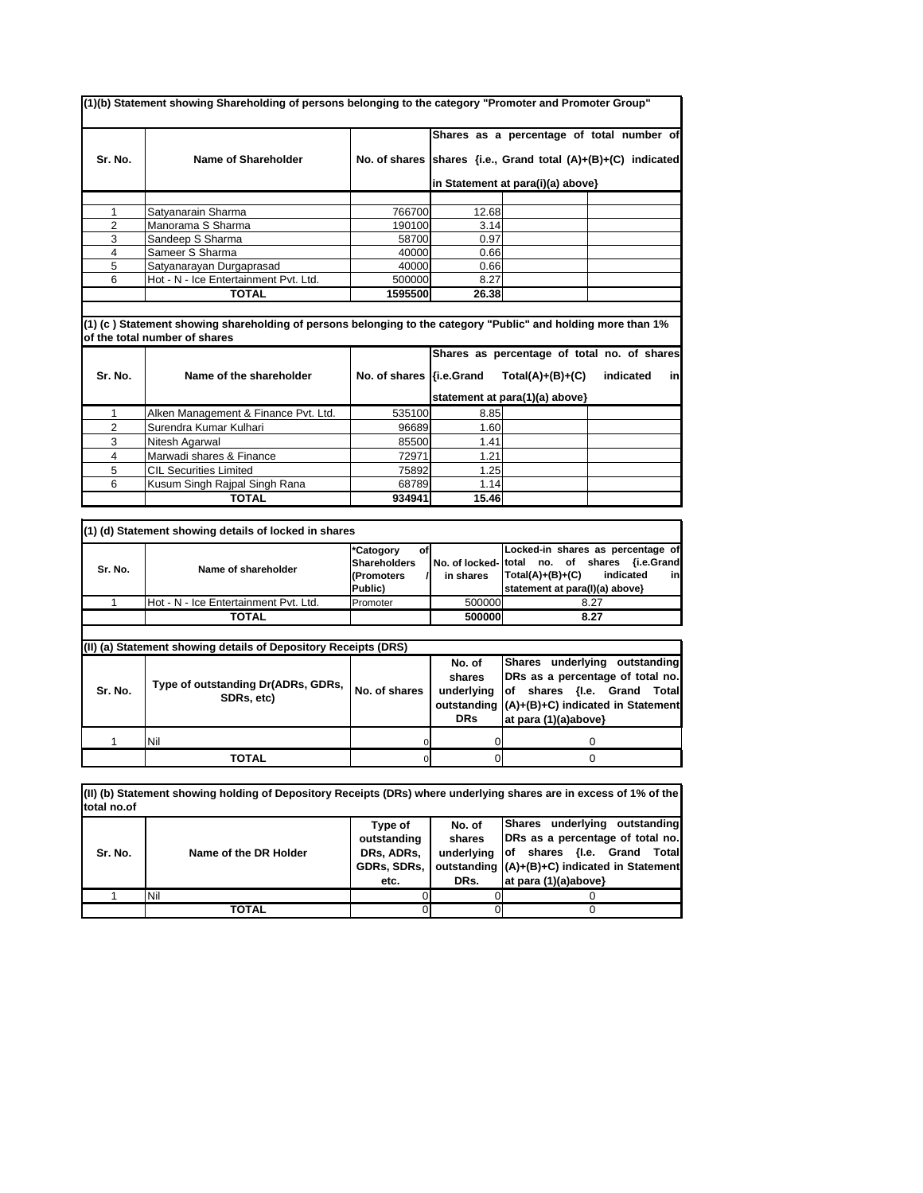**(1)(b) Statement showing Shareholding of persons belonging to the category "Promoter and Promoter Group"**

| Sr. No. | Name of Shareholder | No. of shares | Shares as a percentage of total number of shares {i.e., Grand total (A)+(B)+(C) indicated in Statement at para(i)(a) above} | | |
|---|---|---|---|---|---|
| 1 | Satyanarain Sharma | 766700 | 12.68 | | |
| 2 | Manorama S Sharma | 190100 | 3.14 | | |
| 3 | Sandeep S Sharma | 58700 | 0.97 | | |
| 4 | Sameer S Sharma | 40000 | 0.66 | | |
| 5 | Satyanarayan Durgaprasad | 40000 | 0.66 | | |
| 6 | Hot - N - Ice Entertainment Pvt. Ltd. | 500000 | 8.27 | | |
| | **TOTAL** | **1595500** | **26.38** | | |

**(1) (c ) Statement showing shareholding of persons belonging to the category "Public" and holding more than 1% of the total number of shares**

| Sr. No. | Name of the shareholder | No. of shares | Shares as percentage of total no. of shares {i.e.Grand Total(A)+(B)+(C) indicated in statement at para(1)(a) above} | | |
|---|---|---|---|---|---|
| 1 | Alken Management & Finance Pvt. Ltd. | 535100 | 8.85 | | |
| 2 | Surendra Kumar Kulhari | 96689 | 1.60 | | |
| 3 | Nitesh Agarwal | 85500 | 1.41 | | |
| 4 | Marwadi shares & Finance | 72971 | 1.21 | | |
| 5 | CIL Securities Limited | 75892 | 1.25 | | |
| 6 | Kusum Singh Rajpal Singh Rana | 68789 | 1.14 | | |
| | **TOTAL** | **934941** | **15.46** | | |

**(1) (d) Statement showing details of locked in shares**

| Sr. No. | Name of shareholder | *Catogory of Shareholders (Promoters / Public) | No. of locked-in shares | Locked-in shares as percentage of total no. of shares {i.e.Grand Total(A)+(B)+(C) indicated in statement at para(I)(a) above} |
|---|---|---|---|---|
| 1 | Hot - N - Ice Entertainment Pvt. Ltd. | Promoter | 500000 | 8.27 |
| | **TOTAL** | | **500000** | **8.27** |

**(II) (a) Statement showing details of Depository Receipts (DRS)**

| Sr. No. | Type of outstanding Dr(ADRs, GDRs, SDRs, etc) | No. of shares | No. of shares underlying outstanding DRs | Shares underlying outstanding DRs as a percentage of total no. of shares {I.e. Grand Total (A)+(B)+C) indicated in Statement at para (1)(a)above} |
|---|---|---|---|---|
| 1 | Nil | 0 | 0 | 0 |
| | **TOTAL** | 0 | 0 | 0 |

**(II) (b) Statement showing holding of Depository Receipts (DRs) where underlying shares are in excess of 1% of the total no.of**

| Sr. No. | Name of the DR Holder | Type of outstanding DRs, ADRs, GDRs, SDRs, etc. | No. of shares underlying outstanding DRs. | Shares underlying outstanding DRs as a percentage of total no. of shares {I.e. Grand Total (A)+(B)+C) indicated in Statement at para (1)(a)above} |
|---|---|---|---|---|
| 1 | Nil | 0 | 0 | 0 |
| | **TOTAL** | 0 | 0 | 0 |